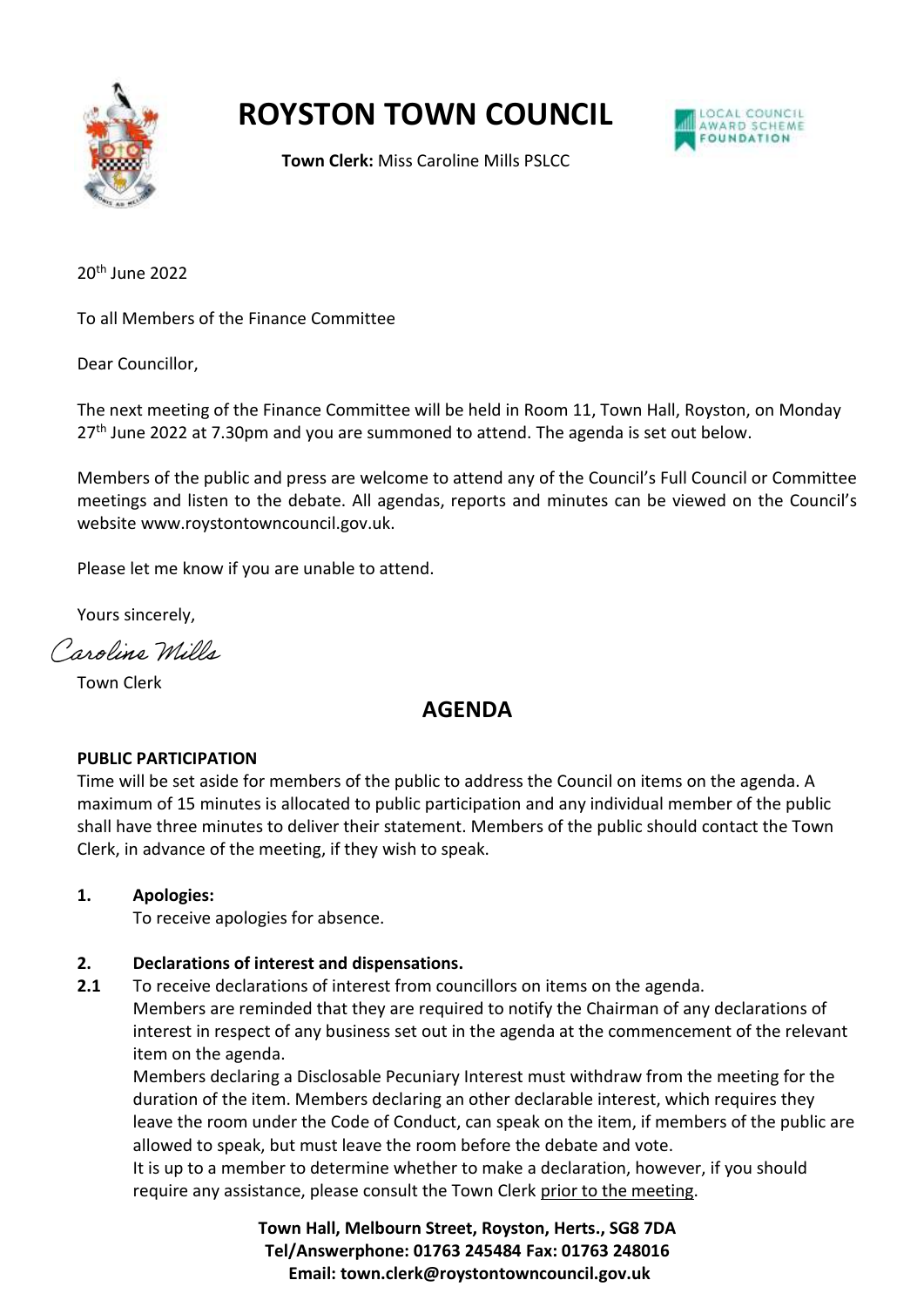# ROYSTON TOWN COUNCIL

**Town Clerk:** Miss Caroline Mills PSLCC

20th June 2022

To all Members of the Finance Committee

Dear Councillor,

The next meeting of the Finance Committee will be held in Room 11, Town Hall, Royston, on Monday 27th June 2022 at 7.30pm and you are summoned to attend. The agenda is set out below.

Members of the public and press are welcome to attend any of the Council's Full Council or Committee meetings and listen to the debate. All agendas, reports and minutes can be viewed on the Council's website www.roystontowncouncil.gov.uk.

Please let me know if you are unable to attend.

Yours sincerely,

*Caroline Mills*

Town Clerk

## AGENDA

**PUBLIC PARTICIPATION**

Time will be set aside for members of the public to address the Council on items on the agenda. A maximum of 15 minutes is allocated to public participation and any individual member of the public shall have three minutes to deliver their statement. Members of the public should contact the Town Clerk, in advance of the meeting, if they wish to speak.

**1. Apologies:**

To receive apologies for absence.

**2. Declarations of interest and dispensations.**

**2.1** To receive declarations of interest from councillors on items on the agenda.

Members are reminded that they are required to notify the Chairman of any declarations of interest in respect of any business set out in the agenda at the commencement of the relevant item on the agenda.

Members declaring a Disclosable Pecuniary Interest must withdraw from the meeting for the duration of the item. Members declaring an other declarable interest, which requires they leave the room under the Code of Conduct, can speak on the item, if members of the public are allowed to speak, but must leave the room before the debate and vote.

It is up to a member to determine whether to make a declaration, however, if you should require any assistance, please consult the Town Clerk prior to the meeting.

**Town Hall, Melbourn Street, Royston, Herts., SG8 7DA**
**Tel/Answerphone: 01763 245484 Fax: 01763 248016**
**Email: town.clerk@roystontowncouncil.gov.uk**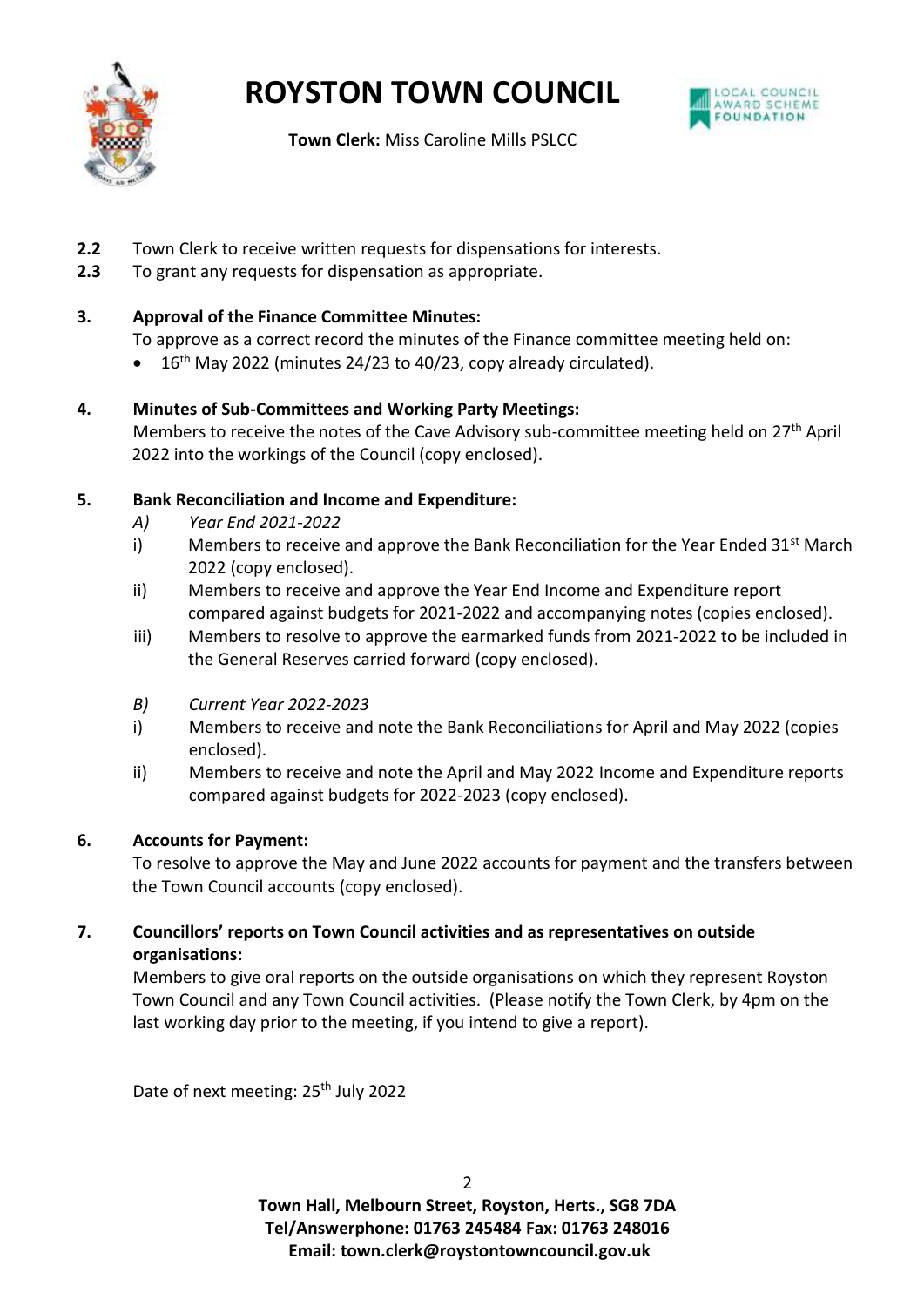**2.2** Town Clerk to receive written requests for dispensations for interests.

**2.3** To grant any requests for dispensation as appropriate.

**3. Approval of the Finance Committee Minutes:**

To approve as a correct record the minutes of the Finance committee meeting held on:

- 16th May 2022 (minutes 24/23 to 40/23, copy already circulated).

**4. Minutes of Sub-Committees and Working Party Meetings:**

Members to receive the notes of the Cave Advisory sub-committee meeting held on 27th April 2022 into the workings of the Council (copy enclosed).

**5. Bank Reconciliation and Income and Expenditure:**

*A) Year End 2021-2022*

i) Members to receive and approve the Bank Reconciliation for the Year Ended 31st March 2022 (copy enclosed).

ii) Members to receive and approve the Year End Income and Expenditure report compared against budgets for 2021-2022 and accompanying notes (copies enclosed).

iii) Members to resolve to approve the earmarked funds from 2021-2022 to be included in the General Reserves carried forward (copy enclosed).

*B) Current Year 2022-2023*

i) Members to receive and note the Bank Reconciliations for April and May 2022 (copies enclosed).

ii) Members to receive and note the April and May 2022 Income and Expenditure reports compared against budgets for 2022-2023 (copy enclosed).

**6. Accounts for Payment:**

To resolve to approve the May and June 2022 accounts for payment and the transfers between the Town Council accounts (copy enclosed).

**7. Councillors' reports on Town Council activities and as representatives on outside organisations:**

Members to give oral reports on the outside organisations on which they represent Royston Town Council and any Town Council activities. (Please notify the Town Clerk, by 4pm on the last working day prior to the meeting, if you intend to give a report).

Date of next meeting: 25th July 2022